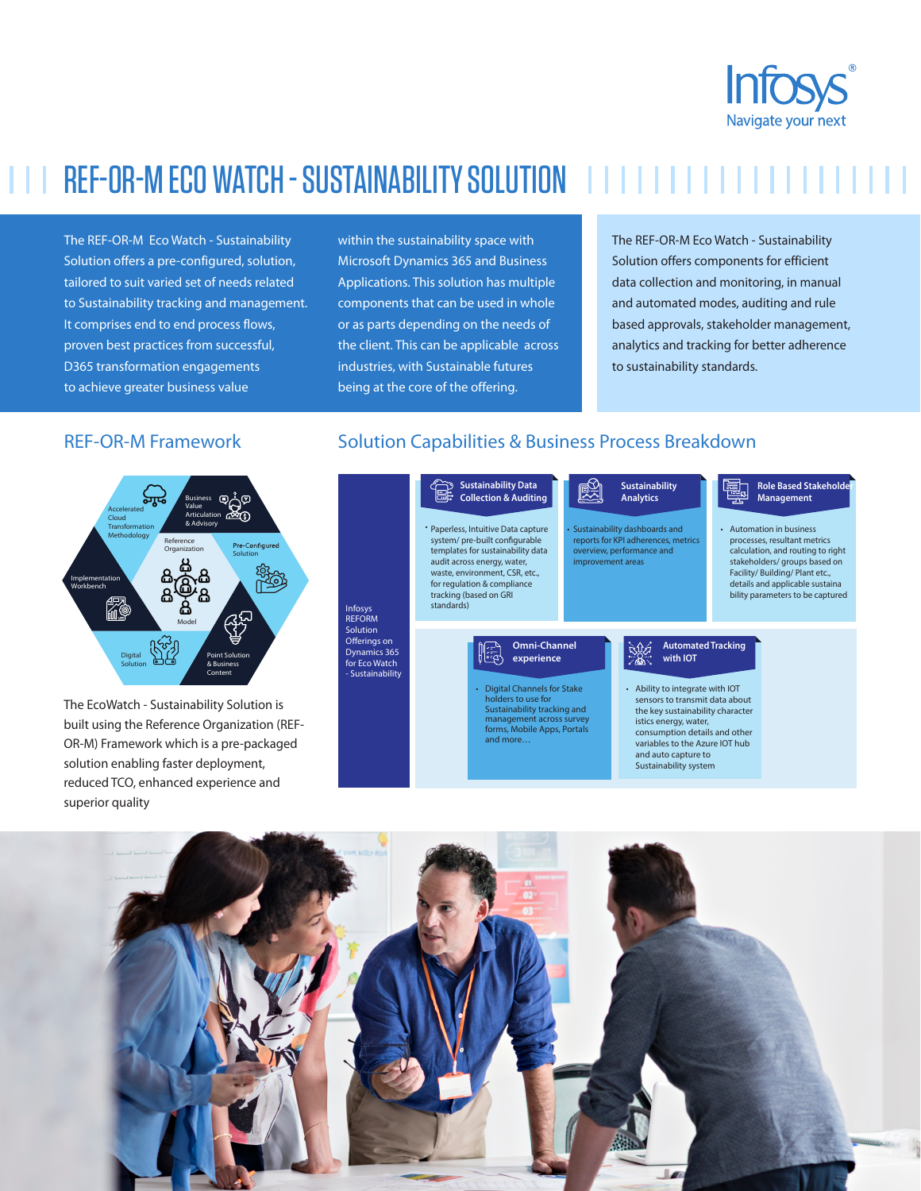# REF-OR-M ECO WATCH - SUSTAINABILITY SOLUTION

The REF-OR-M Eco Watch - Sustainability Solution offers a pre-configured, solution, tailored to suit varied set of needs related to Sustainability tracking and management. It comprises end to end process flows, proven best practices from successful, D365 transformation engagements to achieve greater business value within the sustainability space with Microsoft Dynamics 365 and Business Applications. This solution has multiple components that can be used in whole or as parts depending on the needs of the client. This can be applicable across industries, with Sustainable futures being at the core of the offering.

The REF-OR-M Eco Watch - Sustainability Solution offers components for efficient data collection and monitoring, in manual and automated modes, auditing and rule based approvals, stakeholder management, analytics and tracking for better adherence to sustainability standards.

## REF-OR-M Framework

Accelerated Cloud Transformation Methodology

Business Value Articulation & Advisory

Reference Organization Model

Pre-Configured Solution

Implementation Workbench

Digital Solution

Point Solution & Business Content

The EcoWatch - Sustainability Solution is built using the Reference Organization (REF-OR-M) Framework which is a pre-packaged solution enabling faster deployment, reduced TCO, enhanced experience and superior quality

## Solution Capabilities & Business Process Breakdown

Infosys REFORM Solution Offerings on Dynamics 365 for Eco Watch - Sustainability

**Sustainability Data Collection & Auditing**

- Paperless, Intuitive Data capture system/ pre-built configurable templates for sustainability data audit across energy, water, waste, environment, CSR, etc., for regulation & compliance tracking (based on GRI standards)

**Sustainability Analytics**

- Sustainability dashboards and reports for KPI adherences, metrics overview, performance and improvement areas

**Role Based Stakeholder Management**

- Automation in business processes, resultant metrics calculation, and routing to right stakeholders/ groups based on Facility/ Building/ Plant etc., details and applicable sustainability parameters to be captured

**Omni-Channel experience**

- Digital Channels for Stake holders to use for Sustainability tracking and management across survey forms, Mobile Apps, Portals and more…

**Automated Tracking with IOT**

- Ability to integrate with IOT sensors to transmit data about the key sustainability characteristics energy, water, consumption details and other variables to the Azure IOT hub and auto capture to Sustainability system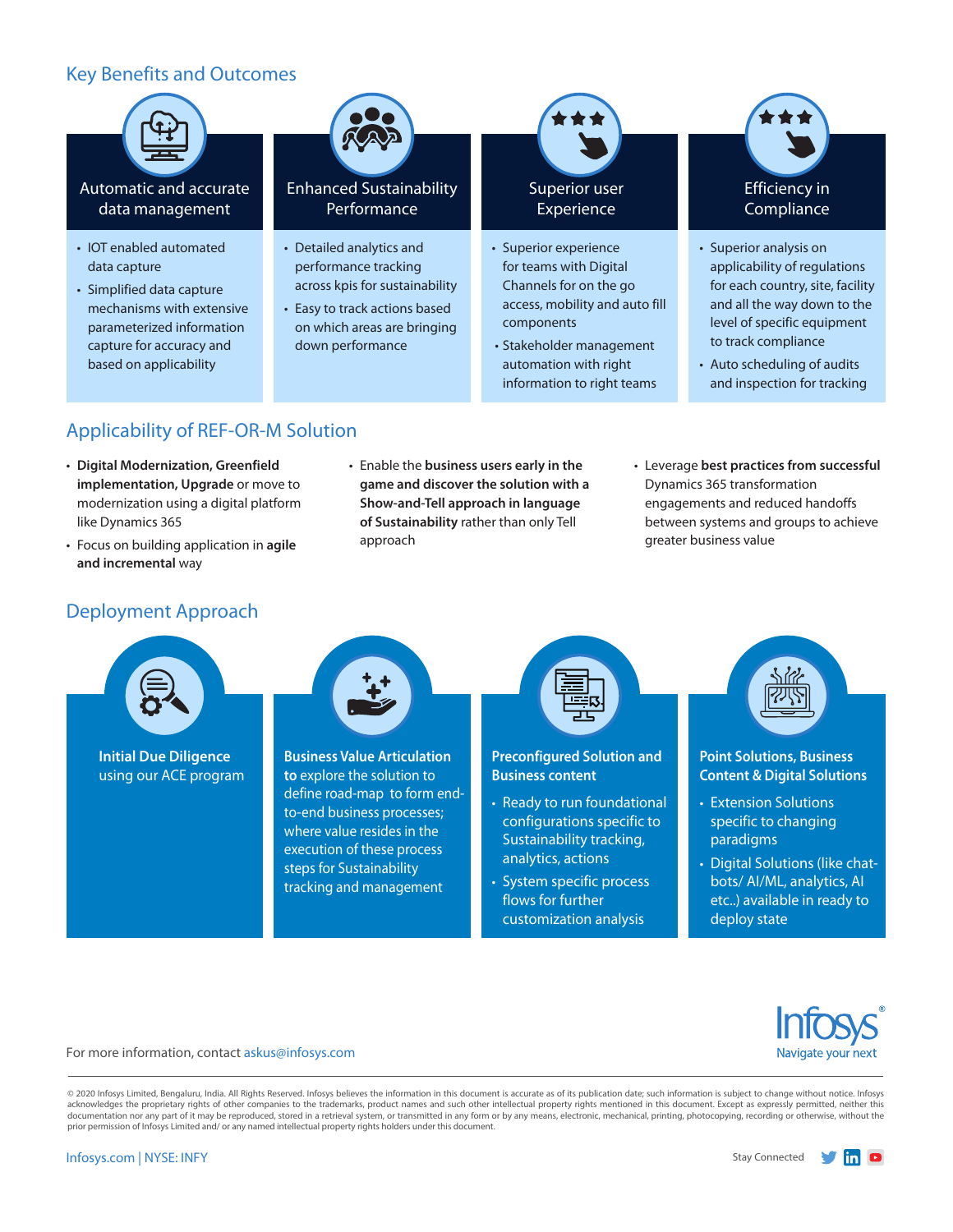## Key Benefits and Outcomes

### Automatic and accurate data management

- IOT enabled automated data capture
- Simplified data capture mechanisms with extensive parameterized information capture for accuracy and based on applicability

### Enhanced Sustainability Performance

- Detailed analytics and performance tracking across kpis for sustainability
- Easy to track actions based on which areas are bringing down performance

### Superior user Experience

- Superior experience for teams with Digital Channels for on the go access, mobility and auto fill components
- Stakeholder management automation with right information to right teams

### Efficiency in Compliance

- Superior analysis on applicability of regulations for each country, site, facility and all the way down to the level of specific equipment to track compliance
- Auto scheduling of audits and inspection for tracking

## Applicability of REF-OR-M Solution

- **Digital Modernization, Greenfield implementation, Upgrade** or move to modernization using a digital platform like Dynamics 365
- Focus on building application in **agile and incremental** way
- Enable the **business users early in the game and discover the solution with a Show-and-Tell approach in language of Sustainability** rather than only Tell approach
- Leverage **best practices from successful** Dynamics 365 transformation engagements and reduced handoffs between systems and groups to achieve greater business value

## Deployment Approach

**Initial Due Diligence** using our ACE program

**Business Value Articulation to** explore the solution to define road-map to form end-to-end business processes; where value resides in the execution of these process steps for Sustainability tracking and management

**Preconfigured Solution and Business content**

- Ready to run foundational configurations specific to Sustainability tracking, analytics, actions
- System specific process flows for further customization analysis

**Point Solutions, Business Content & Digital Solutions**

- Extension Solutions specific to changing paradigms
- Digital Solutions (like chat-bots/ AI/ML, analytics, AI etc..) available in ready to deploy state

For more information, contact askus@infosys.com

Infosys® Navigate your next

© 2020 Infosys Limited, Bengaluru, India. All Rights Reserved. Infosys believes the information in this document is accurate as of its publication date; such information is subject to change without notice. Infosys acknowledges the proprietary rights of other companies to the trademarks, product names and such other intellectual property rights mentioned in this document. Except as expressly permitted, neither this documentation nor any part of it may be reproduced, stored in a retrieval system, or transmitted in any form or by any means, electronic, mechanical, printing, photocopying, recording or otherwise, without the prior permission of Infosys Limited and/ or any named intellectual property rights holders under this document.

Infosys.com | NYSE: INFY

Stay Connected